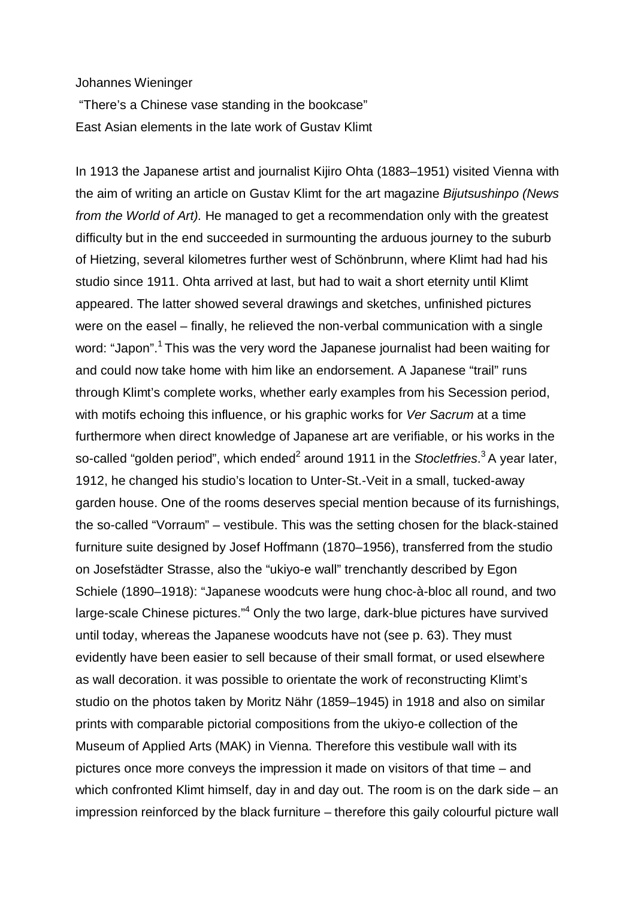Johannes Wieninger

"There's a Chinese vase standing in the bookcase"

East Asian elements in the late work of Gustav Klimt

In 1913 the Japanese artist and journalist Kijiro Ohta (1883–1951) visited Vienna with the aim of writing an article on Gustav Klimt for the art magazine *Bijutsushinpo (News from the World of Art).* He managed to get a recommendation only with the greatest difficulty but in the end succeeded in surmounting the arduous journey to the suburb of Hietzing, several kilometres further west of Schönbrunn, where Klimt had had his studio since 1911. Ohta arrived at last, but had to wait a short eternity until Klimt appeared. The latter showed several drawings and sketches, unfinished pictures were on the easel – finally, he relieved the non-verbal communication with a single word: "Japon".[1] This was the very word the Japanese journalist had been waiting for and could now take home with him like an endorsement. A Japanese "trail" runs through Klimt's complete works, whether early examples from his Secession period, with motifs echoing this influence, or his graphic works for *Ver Sacrum* at a time furthermore when direct knowledge of Japanese art are verifiable, or his works in the so-called "golden period", which ended[2] around 1911 in the *Stocletfries*.[3] A year later, 1912, he changed his studio's location to Unter-St.-Veit in a small, tucked-away garden house. One of the rooms deserves special mention because of its furnishings, the so-called "Vorraum" – vestibule. This was the setting chosen for the black-stained furniture suite designed by Josef Hoffmann (1870–1956), transferred from the studio on Josefstädter Strasse, also the "ukiyo-e wall" trenchantly described by Egon Schiele (1890–1918): "Japanese woodcuts were hung choc-à-bloc all round, and two large-scale Chinese pictures."[4] Only the two large, dark-blue pictures have survived until today, whereas the Japanese woodcuts have not (see p. 63). They must evidently have been easier to sell because of their small format, or used elsewhere as wall decoration. it was possible to orientate the work of reconstructing Klimt's studio on the photos taken by Moritz Nähr (1859–1945) in 1918 and also on similar prints with comparable pictorial compositions from the ukiyo-e collection of the Museum of Applied Arts (MAK) in Vienna. Therefore this vestibule wall with its pictures once more conveys the impression it made on visitors of that time – and which confronted Klimt himself, day in and day out. The room is on the dark side – an impression reinforced by the black furniture – therefore this gaily colourful picture wall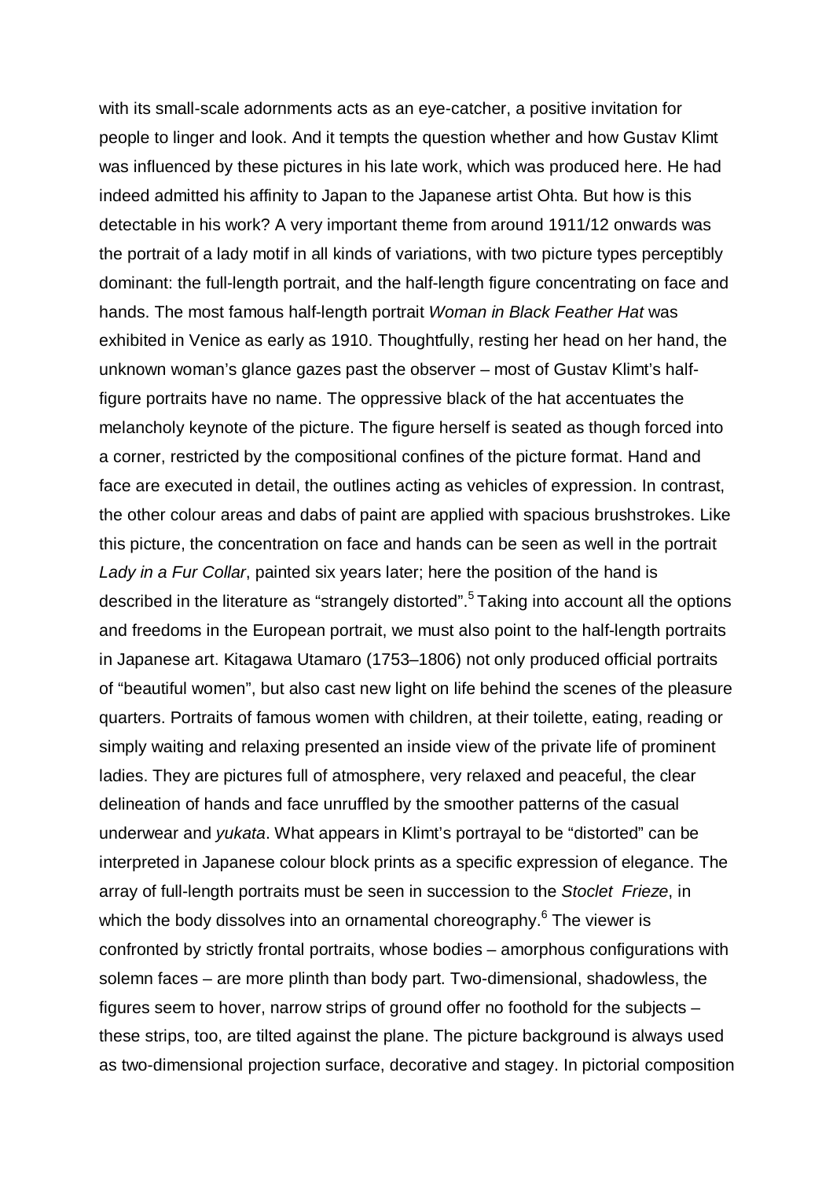with its small-scale adornments acts as an eye-catcher, a positive invitation for people to linger and look. And it tempts the question whether and how Gustav Klimt was influenced by these pictures in his late work, which was produced here. He had indeed admitted his affinity to Japan to the Japanese artist Ohta. But how is this detectable in his work? A very important theme from around 1911/12 onwards was the portrait of a lady motif in all kinds of variations, with two picture types perceptibly dominant: the full-length portrait, and the half-length figure concentrating on face and hands. The most famous half-length portrait *Woman in Black Feather Hat* was exhibited in Venice as early as 1910. Thoughtfully, resting her head on her hand, the unknown woman's glance gazes past the observer – most of Gustav Klimt's half-figure portraits have no name. The oppressive black of the hat accentuates the melancholy keynote of the picture. The figure herself is seated as though forced into a corner, restricted by the compositional confines of the picture format. Hand and face are executed in detail, the outlines acting as vehicles of expression. In contrast, the other colour areas and dabs of paint are applied with spacious brushstrokes. Like this picture, the concentration on face and hands can be seen as well in the portrait *Lady in a Fur Collar*, painted six years later; here the position of the hand is described in the literature as "strangely distorted".[5] Taking into account all the options and freedoms in the European portrait, we must also point to the half-length portraits in Japanese art. Kitagawa Utamaro (1753–1806) not only produced official portraits of "beautiful women", but also cast new light on life behind the scenes of the pleasure quarters. Portraits of famous women with children, at their toilette, eating, reading or simply waiting and relaxing presented an inside view of the private life of prominent ladies. They are pictures full of atmosphere, very relaxed and peaceful, the clear delineation of hands and face unruffled by the smoother patterns of the casual underwear and *yukata*. What appears in Klimt's portrayal to be "distorted" can be interpreted in Japanese colour block prints as a specific expression of elegance. The array of full-length portraits must be seen in succession to the *Stoclet Frieze*, in which the body dissolves into an ornamental choreography.[6] The viewer is confronted by strictly frontal portraits, whose bodies – amorphous configurations with solemn faces – are more plinth than body part. Two-dimensional, shadowless, the figures seem to hover, narrow strips of ground offer no foothold for the subjects – these strips, too, are tilted against the plane. The picture background is always used as two-dimensional projection surface, decorative and stagey. In pictorial composition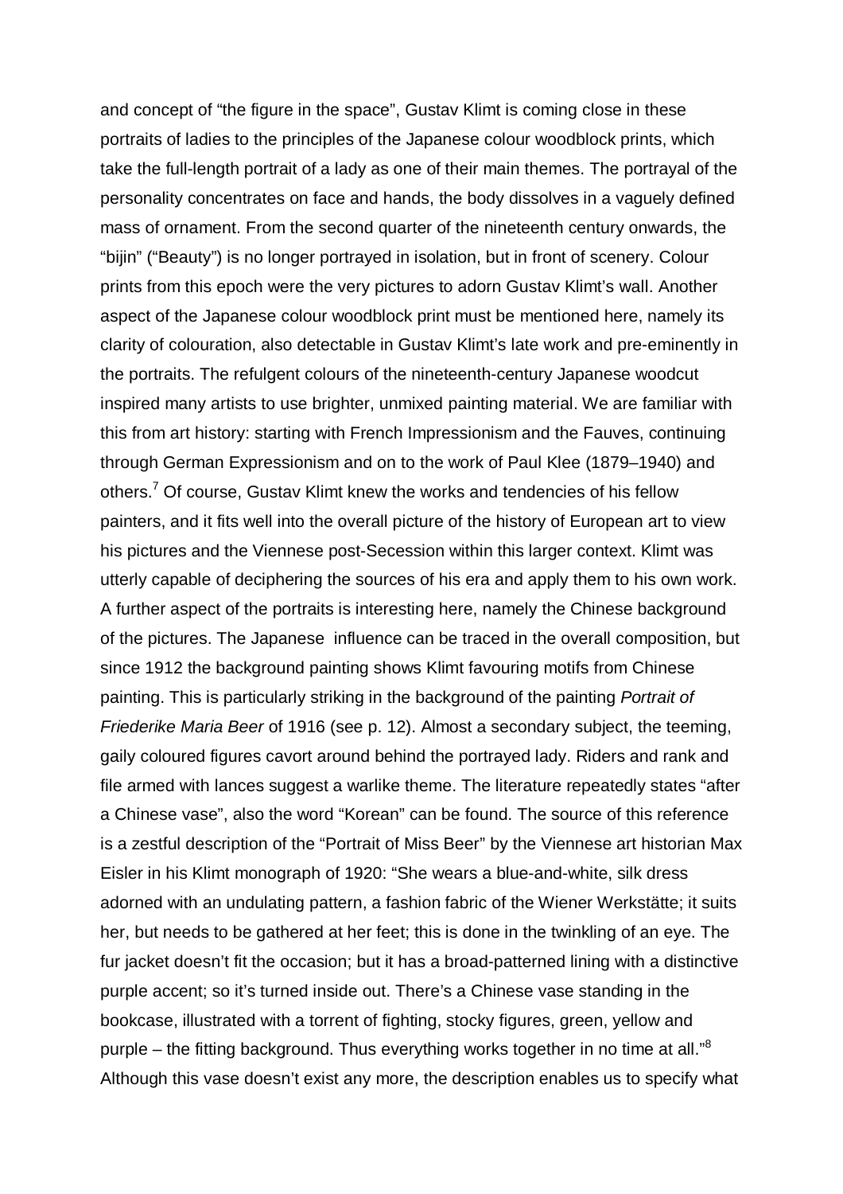and concept of "the figure in the space", Gustav Klimt is coming close in these portraits of ladies to the principles of the Japanese colour woodblock prints, which take the full-length portrait of a lady as one of their main themes. The portrayal of the personality concentrates on face and hands, the body dissolves in a vaguely defined mass of ornament. From the second quarter of the nineteenth century onwards, the "bijin" ("Beauty") is no longer portrayed in isolation, but in front of scenery. Colour prints from this epoch were the very pictures to adorn Gustav Klimt's wall. Another aspect of the Japanese colour woodblock print must be mentioned here, namely its clarity of colouration, also detectable in Gustav Klimt's late work and pre-eminently in the portraits. The refulgent colours of the nineteenth-century Japanese woodcut inspired many artists to use brighter, unmixed painting material. We are familiar with this from art history: starting with French Impressionism and the Fauves, continuing through German Expressionism and on to the work of Paul Klee (1879–1940) and others.[7] Of course, Gustav Klimt knew the works and tendencies of his fellow painters, and it fits well into the overall picture of the history of European art to view his pictures and the Viennese post-Secession within this larger context. Klimt was utterly capable of deciphering the sources of his era and apply them to his own work. A further aspect of the portraits is interesting here, namely the Chinese background of the pictures. The Japanese influence can be traced in the overall composition, but since 1912 the background painting shows Klimt favouring motifs from Chinese painting. This is particularly striking in the background of the painting *Portrait of Friederike Maria Beer* of 1916 (see p. 12). Almost a secondary subject, the teeming, gaily coloured figures cavort around behind the portrayed lady. Riders and rank and file armed with lances suggest a warlike theme. The literature repeatedly states "after a Chinese vase", also the word "Korean" can be found. The source of this reference is a zestful description of the "Portrait of Miss Beer" by the Viennese art historian Max Eisler in his Klimt monograph of 1920: "She wears a blue-and-white, silk dress adorned with an undulating pattern, a fashion fabric of the Wiener Werkstätte; it suits her, but needs to be gathered at her feet; this is done in the twinkling of an eye. The fur jacket doesn't fit the occasion; but it has a broad-patterned lining with a distinctive purple accent; so it's turned inside out. There's a Chinese vase standing in the bookcase, illustrated with a torrent of fighting, stocky figures, green, yellow and purple – the fitting background. Thus everything works together in no time at all."[8] Although this vase doesn't exist any more, the description enables us to specify what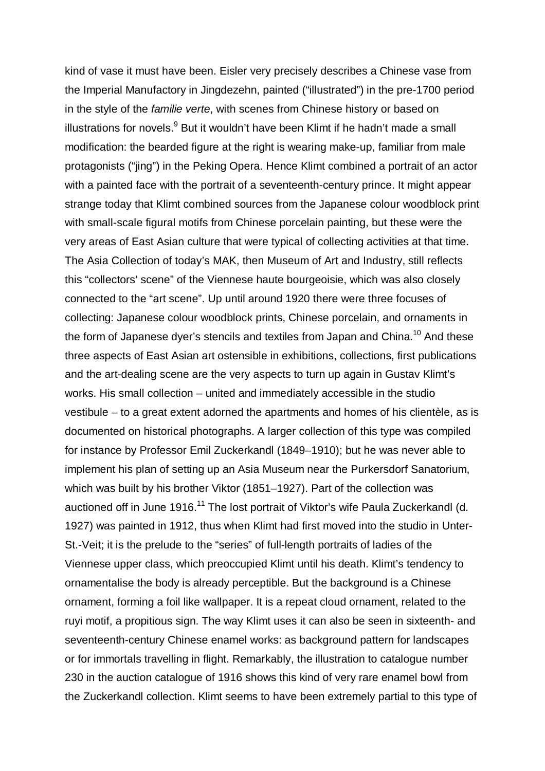kind of vase it must have been. Eisler very precisely describes a Chinese vase from the Imperial Manufactory in Jingdezehn, painted ("illustrated") in the pre-1700 period in the style of the *familie verte*, with scenes from Chinese history or based on illustrations for novels.[9] But it wouldn't have been Klimt if he hadn't made a small modification: the bearded figure at the right is wearing make-up, familiar from male protagonists ("jing") in the Peking Opera. Hence Klimt combined a portrait of an actor with a painted face with the portrait of a seventeenth-century prince. It might appear strange today that Klimt combined sources from the Japanese colour woodblock print with small-scale figural motifs from Chinese porcelain painting, but these were the very areas of East Asian culture that were typical of collecting activities at that time. The Asia Collection of today's MAK, then Museum of Art and Industry, still reflects this "collectors' scene" of the Viennese haute bourgeoisie, which was also closely connected to the "art scene". Up until around 1920 there were three focuses of collecting: Japanese colour woodblock prints, Chinese porcelain, and ornaments in the form of Japanese dyer's stencils and textiles from Japan and China.[10] And these three aspects of East Asian art ostensible in exhibitions, collections, first publications and the art-dealing scene are the very aspects to turn up again in Gustav Klimt's works. His small collection – united and immediately accessible in the studio vestibule – to a great extent adorned the apartments and homes of his clientèle, as is documented on historical photographs. A larger collection of this type was compiled for instance by Professor Emil Zuckerkandl (1849–1910); but he was never able to implement his plan of setting up an Asia Museum near the Purkersdorf Sanatorium, which was built by his brother Viktor (1851–1927). Part of the collection was auctioned off in June 1916.[11] The lost portrait of Viktor's wife Paula Zuckerkandl (d. 1927) was painted in 1912, thus when Klimt had first moved into the studio in Unter-St.-Veit; it is the prelude to the "series" of full-length portraits of ladies of the Viennese upper class, which preoccupied Klimt until his death. Klimt's tendency to ornamentalise the body is already perceptible. But the background is a Chinese ornament, forming a foil like wallpaper. It is a repeat cloud ornament, related to the ruyi motif, a propitious sign. The way Klimt uses it can also be seen in sixteenth- and seventeenth-century Chinese enamel works: as background pattern for landscapes or for immortals travelling in flight. Remarkably, the illustration to catalogue number 230 in the auction catalogue of 1916 shows this kind of very rare enamel bowl from the Zuckerkandl collection. Klimt seems to have been extremely partial to this type of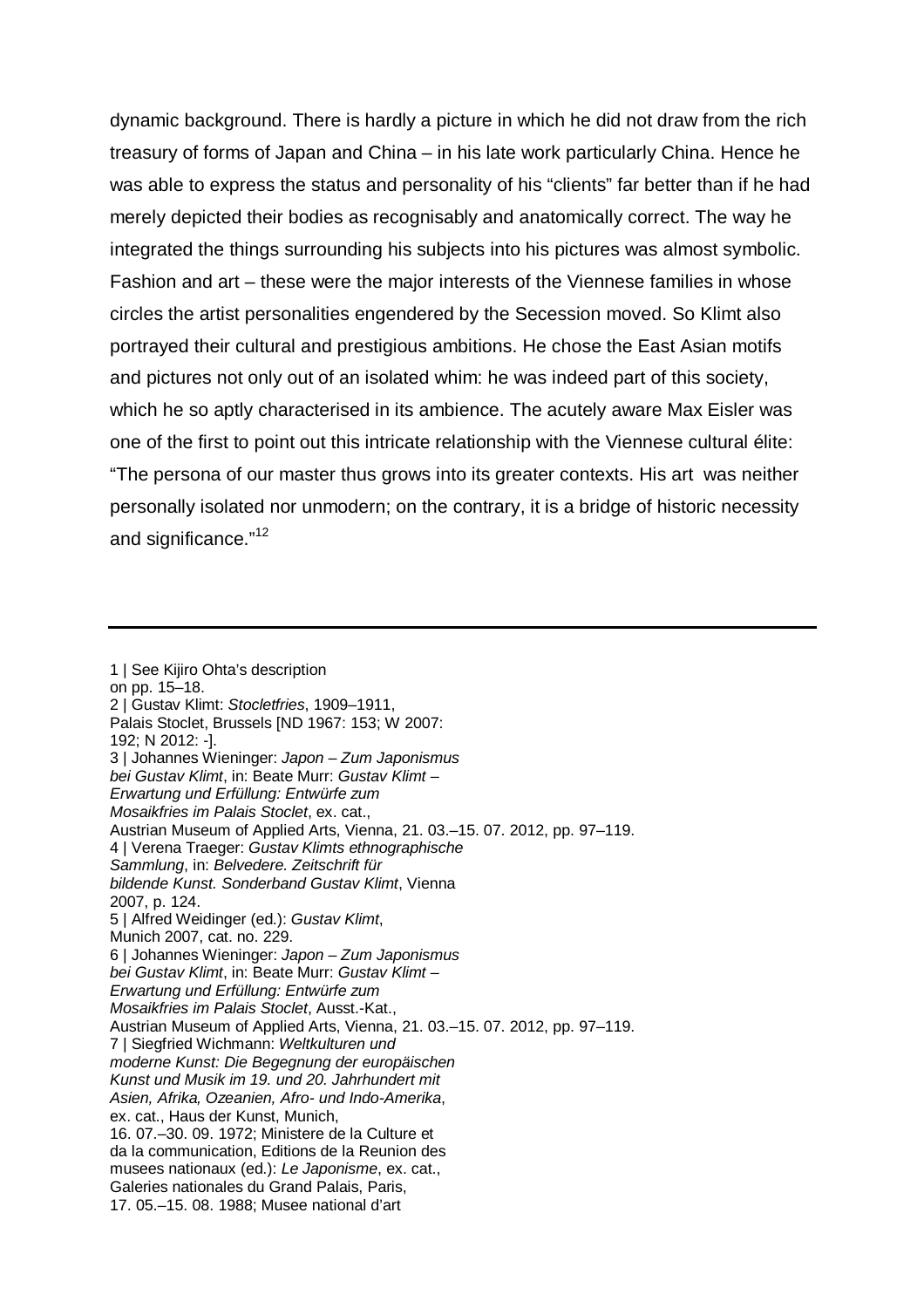dynamic background. There is hardly a picture in which he did not draw from the rich treasury of forms of Japan and China – in his late work particularly China. Hence he was able to express the status and personality of his "clients" far better than if he had merely depicted their bodies as recognisably and anatomically correct. The way he integrated the things surrounding his subjects into his pictures was almost symbolic. Fashion and art – these were the major interests of the Viennese families in whose circles the artist personalities engendered by the Secession moved. So Klimt also portrayed their cultural and prestigious ambitions. He chose the East Asian motifs and pictures not only out of an isolated whim: he was indeed part of this society, which he so aptly characterised in its ambience. The acutely aware Max Eisler was one of the first to point out this intricate relationship with the Viennese cultural élite: "The persona of our master thus grows into its greater contexts. His art was neither personally isolated nor unmodern; on the contrary, it is a bridge of historic necessity and significance."[12]

---

1 | See Kijiro Ohta's description on pp. 15–18.

2 | Gustav Klimt: *Stocletfries*, 1909–1911, Palais Stoclet, Brussels [ND 1967: 153; W 2007: 192; N 2012: -].

3 | Johannes Wieninger: *Japon – Zum Japonismus bei Gustav Klimt*, in: Beate Murr: *Gustav Klimt – Erwartung und Erfüllung: Entwürfe zum Mosaikfries im Palais Stoclet*, ex. cat., Austrian Museum of Applied Arts, Vienna, 21. 03.–15. 07. 2012, pp. 97–119.

4 | Verena Traeger: *Gustav Klimts ethnographische Sammlung*, in: *Belvedere. Zeitschrift für bildende Kunst. Sonderband Gustav Klimt*, Vienna 2007, p. 124.

5 | Alfred Weidinger (ed.): *Gustav Klimt*, Munich 2007, cat. no. 229.

6 | Johannes Wieninger: *Japon – Zum Japonismus bei Gustav Klimt*, in: Beate Murr: *Gustav Klimt – Erwartung und Erfüllung: Entwürfe zum Mosaikfries im Palais Stoclet*, Ausst.-Kat., Austrian Museum of Applied Arts, Vienna, 21. 03.–15. 07. 2012, pp. 97–119.

7 | Siegfried Wichmann: *Weltkulturen und moderne Kunst: Die Begegnung der europäischen Kunst und Musik im 19. und 20. Jahrhundert mit Asien, Afrika, Ozeanien, Afro- und Indo-Amerika*, ex. cat., Haus der Kunst, Munich, 16. 07.–30. 09. 1972; Ministere de la Culture et da la communication, Editions de la Reunion des musees nationaux (ed.): *Le Japonisme*, ex. cat., Galeries nationales du Grand Palais, Paris, 17. 05.–15. 08. 1988; Musee national d'art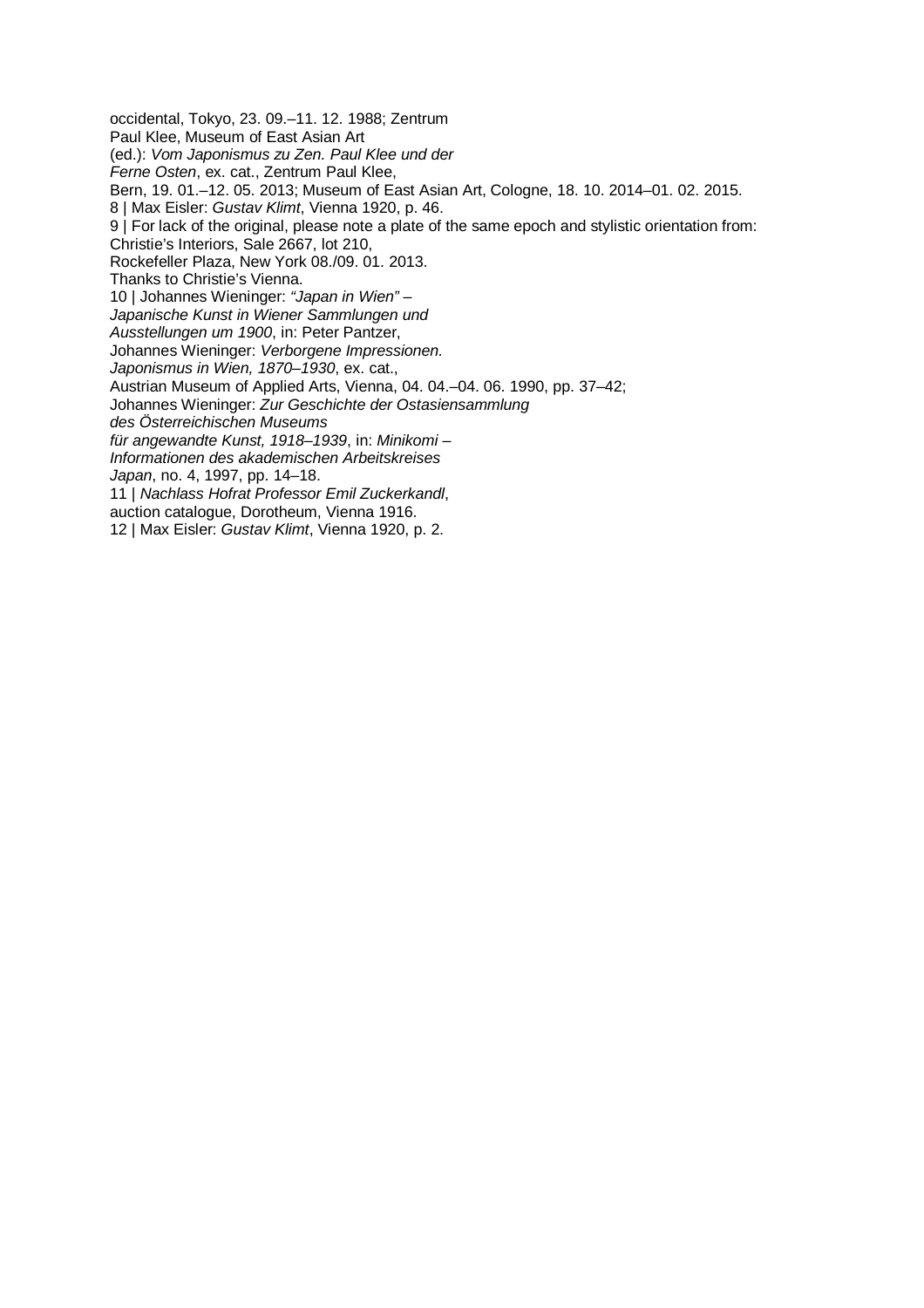occidental, Tokyo, 23. 09.–11. 12. 1988; Zentrum Paul Klee, Museum of East Asian Art (ed.): *Vom Japonismus zu Zen. Paul Klee und der Ferne Osten*, ex. cat., Zentrum Paul Klee, Bern, 19. 01.–12. 05. 2013; Museum of East Asian Art, Cologne, 18. 10. 2014–01. 02. 2015.

8 | Max Eisler: *Gustav Klimt*, Vienna 1920, p. 46.

9 | For lack of the original, please note a plate of the same epoch and stylistic orientation from: Christie's Interiors, Sale 2667, lot 210, Rockefeller Plaza, New York 08./09. 01. 2013. Thanks to Christie's Vienna.

10 | Johannes Wieninger: *"Japan in Wien" – Japanische Kunst in Wiener Sammlungen und Ausstellungen um 1900*, in: Peter Pantzer, Johannes Wieninger: *Verborgene Impressionen. Japonismus in Wien, 1870–1930*, ex. cat., Austrian Museum of Applied Arts, Vienna, 04. 04.–04. 06. 1990, pp. 37–42; Johannes Wieninger: *Zur Geschichte der Ostasiensammlung des Österreichischen Museums für angewandte Kunst, 1918–1939*, in: *Minikomi – Informationen des akademischen Arbeitskreises Japan*, no. 4, 1997, pp. 14–18.

11 | *Nachlass Hofrat Professor Emil Zuckerkandl*, auction catalogue, Dorotheum, Vienna 1916.

12 | Max Eisler: *Gustav Klimt*, Vienna 1920, p. 2.